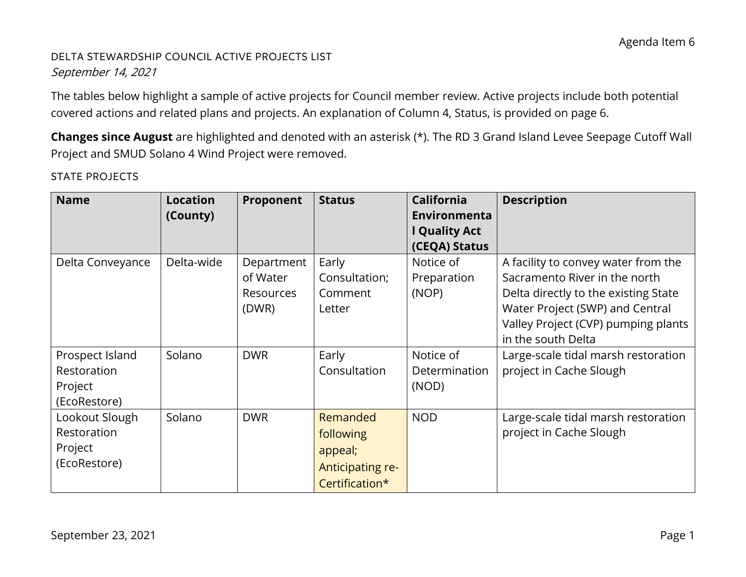Agenda Item 6

DELTA STEWARDSHIP COUNCIL ACTIVE PROJECTS LIST
*September 14, 2021*

The tables below highlight a sample of active projects for Council member review. Active projects include both potential covered actions and related plans and projects. An explanation of Column 4, Status, is provided on page 6.

**Changes since August** are highlighted and denoted with an asterisk (*). The RD 3 Grand Island Levee Seepage Cutoff Wall Project and SMUD Solano 4 Wind Project were removed.

STATE PROJECTS

| Name | Location (County) | Proponent | Status | California Environmental Quality Act (CEQA) Status | Description |
|---|---|---|---|---|---|
| Delta Conveyance | Delta-wide | Department of Water Resources (DWR) | Early Consultation; Comment Letter | Notice of Preparation (NOP) | A facility to convey water from the Sacramento River in the north Delta directly to the existing State Water Project (SWP) and Central Valley Project (CVP) pumping plants in the south Delta |
| Prospect Island Restoration Project (EcoRestore) | Solano | DWR | Early Consultation | Notice of Determination (NOD) | Large-scale tidal marsh restoration project in Cache Slough |
| Lookout Slough Restoration Project (EcoRestore) | Solano | DWR | Remanded following appeal; Anticipating re-Certification* | NOD | Large-scale tidal marsh restoration project in Cache Slough |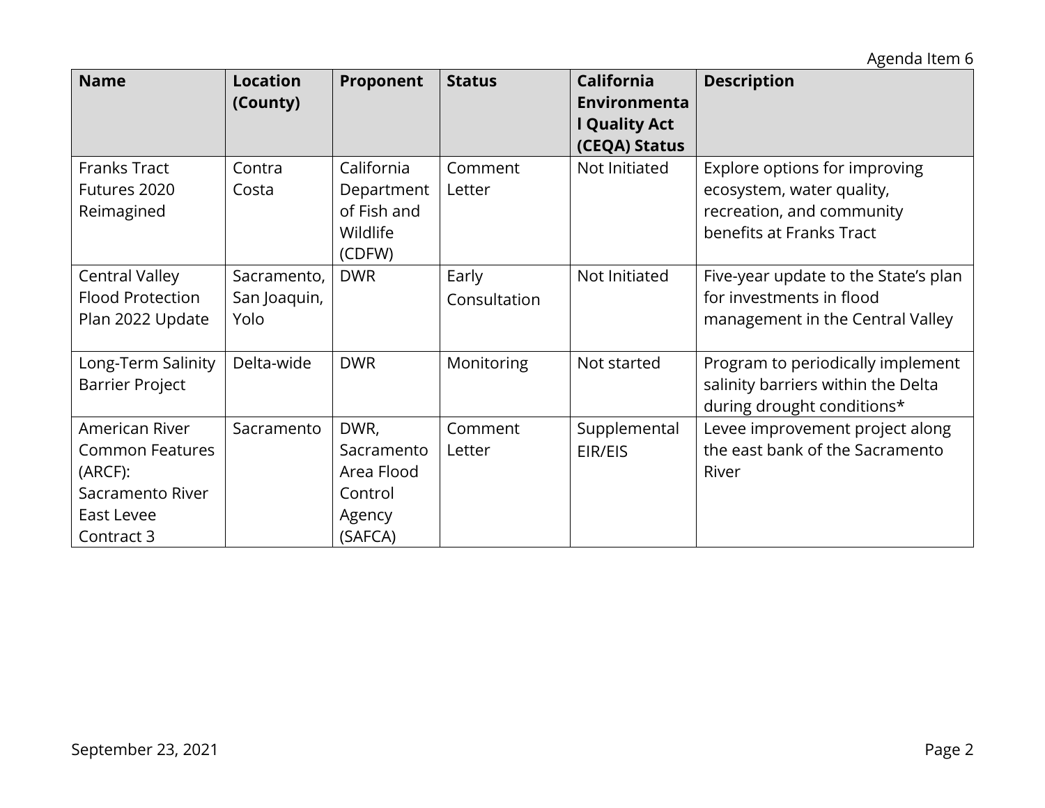| Name | Location (County) | Proponent | Status | California Environmental Quality Act (CEQA) Status | Description |
|---|---|---|---|---|---|
| Franks Tract Futures 2020 Reimagined | Contra Costa | California Department of Fish and Wildlife (CDFW) | Comment Letter | Not Initiated | Explore options for improving ecosystem, water quality, recreation, and community benefits at Franks Tract |
| Central Valley Flood Protection Plan 2022 Update | Sacramento, San Joaquin, Yolo | DWR | Early Consultation | Not Initiated | Five-year update to the State's plan for investments in flood management in the Central Valley |
| Long-Term Salinity Barrier Project | Delta-wide | DWR | Monitoring | Not started | Program to periodically implement salinity barriers within the Delta during drought conditions* |
| American River Common Features (ARCF): Sacramento River East Levee Contract 3 | Sacramento | DWR, Sacramento Area Flood Control Agency (SAFCA) | Comment Letter | Supplemental EIR/EIS | Levee improvement project along the east bank of the Sacramento River |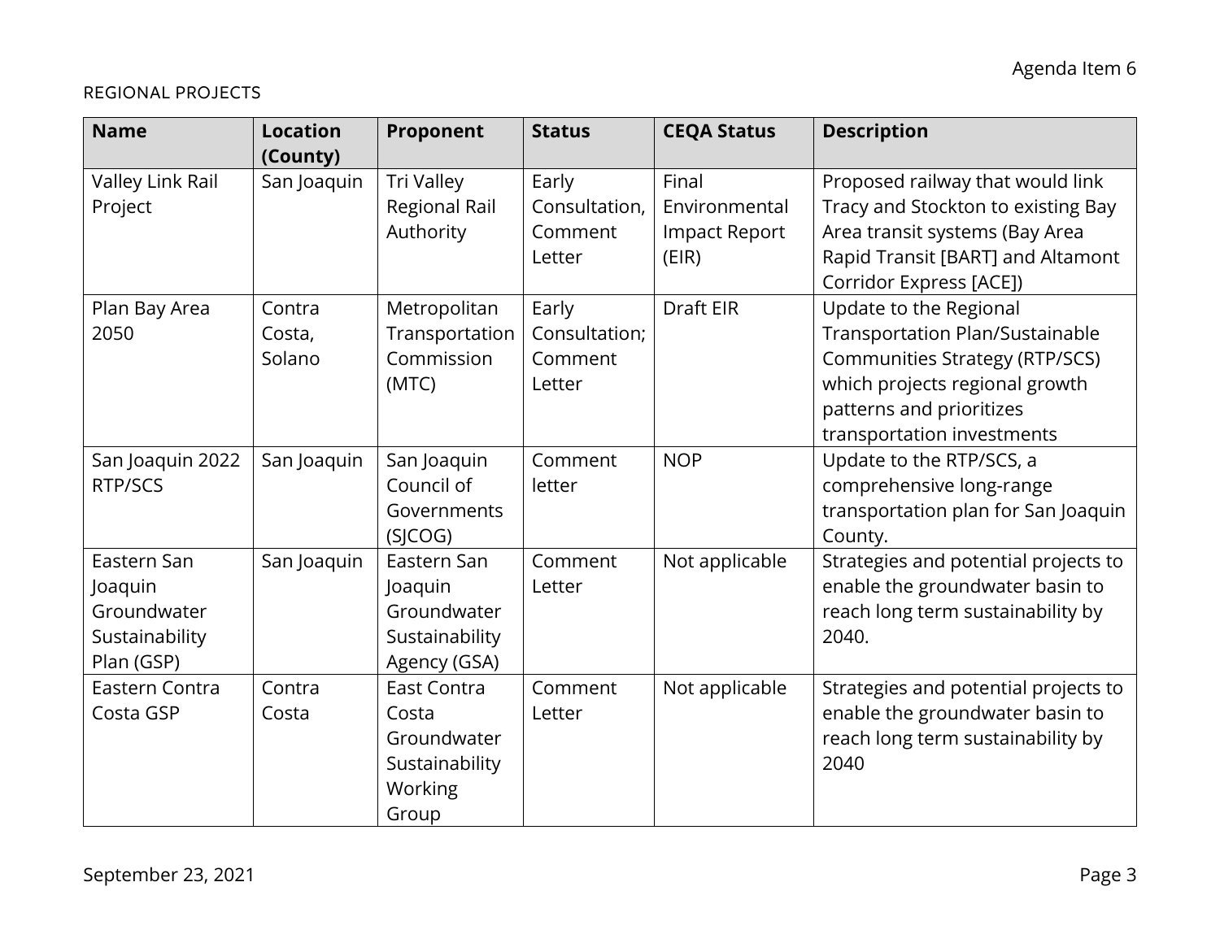REGIONAL PROJECTS

| Name | Location (County) | Proponent | Status | CEQA Status | Description |
|---|---|---|---|---|---|
| Valley Link Rail Project | San Joaquin | Tri Valley Regional Rail Authority | Early Consultation, Comment Letter | Final Environmental Impact Report (EIR) | Proposed railway that would link Tracy and Stockton to existing Bay Area transit systems (Bay Area Rapid Transit [BART] and Altamont Corridor Express [ACE]) |
| Plan Bay Area 2050 | Contra Costa, Solano | Metropolitan Transportation Commission (MTC) | Early Consultation; Comment Letter | Draft EIR | Update to the Regional Transportation Plan/Sustainable Communities Strategy (RTP/SCS) which projects regional growth patterns and prioritizes transportation investments |
| San Joaquin 2022 RTP/SCS | San Joaquin | San Joaquin Council of Governments (SJCOG) | Comment letter | NOP | Update to the RTP/SCS, a comprehensive long-range transportation plan for San Joaquin County. |
| Eastern San Joaquin Groundwater Sustainability Plan (GSP) | San Joaquin | Eastern San Joaquin Groundwater Sustainability Agency (GSA) | Comment Letter | Not applicable | Strategies and potential projects to enable the groundwater basin to reach long term sustainability by 2040. |
| Eastern Contra Costa GSP | Contra Costa | East Contra Costa Groundwater Sustainability Working Group | Comment Letter | Not applicable | Strategies and potential projects to enable the groundwater basin to reach long term sustainability by 2040 |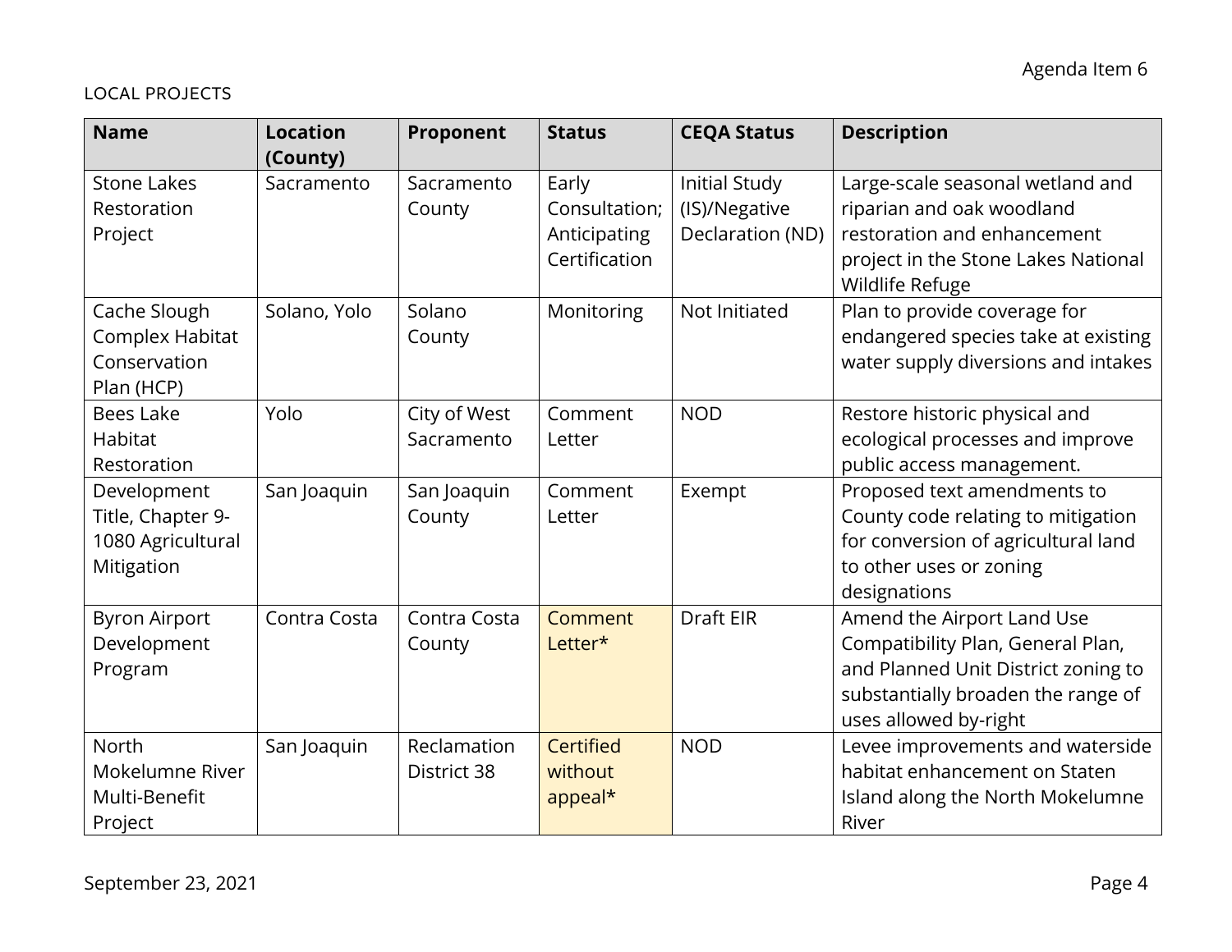LOCAL PROJECTS

| Name | Location (County) | Proponent | Status | CEQA Status | Description |
| --- | --- | --- | --- | --- | --- |
| Stone Lakes Restoration Project | Sacramento | Sacramento County | Early Consultation; Anticipating Certification | Initial Study (IS)/Negative Declaration (ND) | Large-scale seasonal wetland and riparian and oak woodland restoration and enhancement project in the Stone Lakes National Wildlife Refuge |
| Cache Slough Complex Habitat Conservation Plan (HCP) | Solano, Yolo | Solano County | Monitoring | Not Initiated | Plan to provide coverage for endangered species take at existing water supply diversions and intakes |
| Bees Lake Habitat Restoration | Yolo | City of West Sacramento | Comment Letter | NOD | Restore historic physical and ecological processes and improve public access management. |
| Development Title, Chapter 9-1080 Agricultural Mitigation | San Joaquin | San Joaquin County | Comment Letter | Exempt | Proposed text amendments to County code relating to mitigation for conversion of agricultural land to other uses or zoning designations |
| Byron Airport Development Program | Contra Costa | Contra Costa County | Comment Letter* | Draft EIR | Amend the Airport Land Use Compatibility Plan, General Plan, and Planned Unit District zoning to substantially broaden the range of uses allowed by-right |
| North Mokelumne River Multi-Benefit Project | San Joaquin | Reclamation District 38 | Certified without appeal* | NOD | Levee improvements and waterside habitat enhancement on Staten Island along the North Mokelumne River |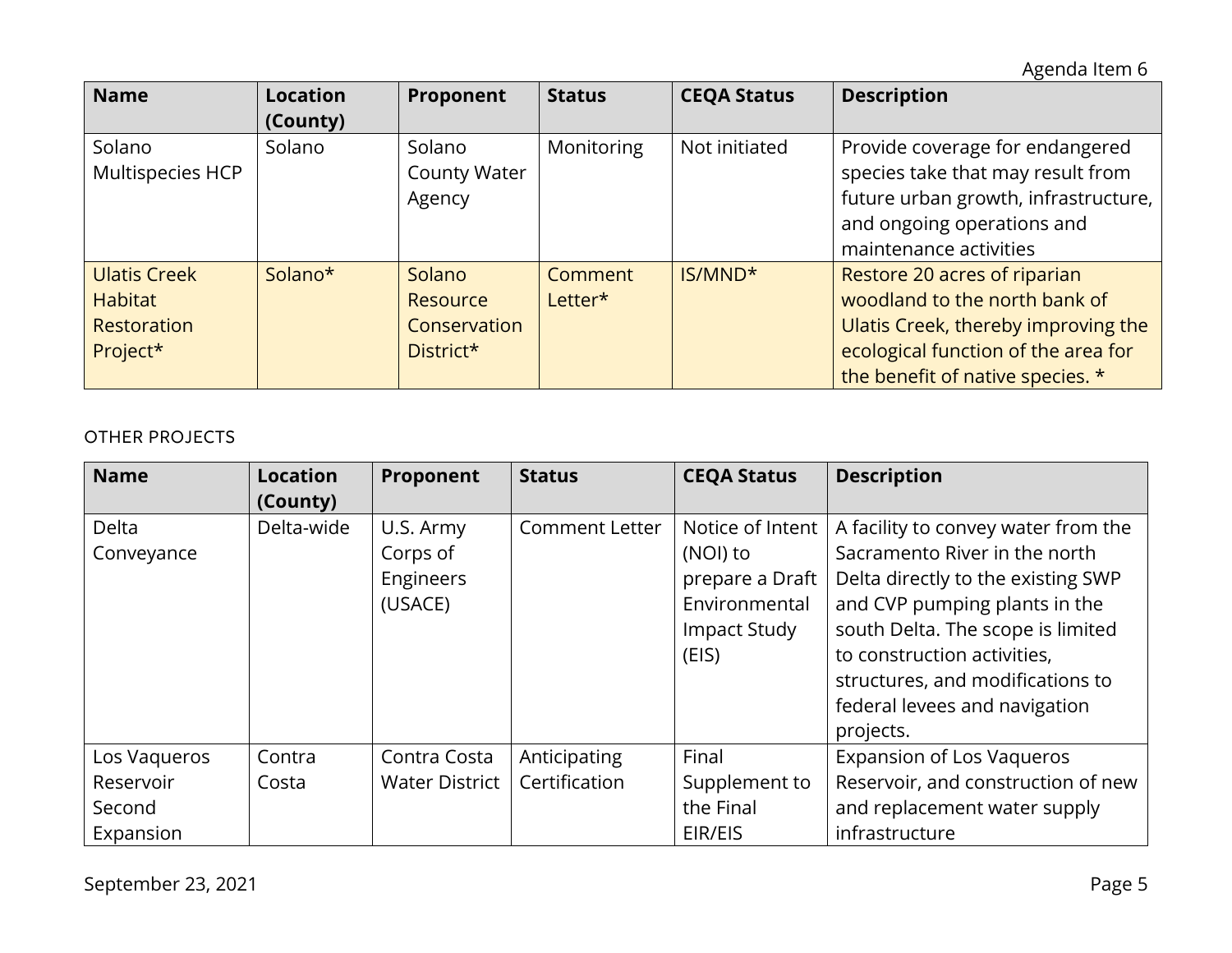| Name | Location (County) | Proponent | Status | CEQA Status | Description |
|---|---|---|---|---|---|
| Solano Multispecies HCP | Solano | Solano County Water Agency | Monitoring | Not initiated | Provide coverage for endangered species take that may result from future urban growth, infrastructure, and ongoing operations and maintenance activities |
| Ulatis Creek Habitat Restoration Project* | Solano* | Solano Resource Conservation District* | Comment Letter* | IS/MND* | Restore 20 acres of riparian woodland to the north bank of Ulatis Creek, thereby improving the ecological function of the area for the benefit of native species. * |

OTHER PROJECTS

| Name | Location (County) | Proponent | Status | CEQA Status | Description |
|---|---|---|---|---|---|
| Delta Conveyance | Delta-wide | U.S. Army Corps of Engineers (USACE) | Comment Letter | Notice of Intent (NOI) to prepare a Draft Environmental Impact Study (EIS) | A facility to convey water from the Sacramento River in the north Delta directly to the existing SWP and CVP pumping plants in the south Delta. The scope is limited to construction activities, structures, and modifications to federal levees and navigation projects. |
| Los Vaqueros Reservoir Second Expansion | Contra Costa | Contra Costa Water District | Anticipating Certification | Final Supplement to the Final EIR/EIS | Expansion of Los Vaqueros Reservoir, and construction of new and replacement water supply infrastructure |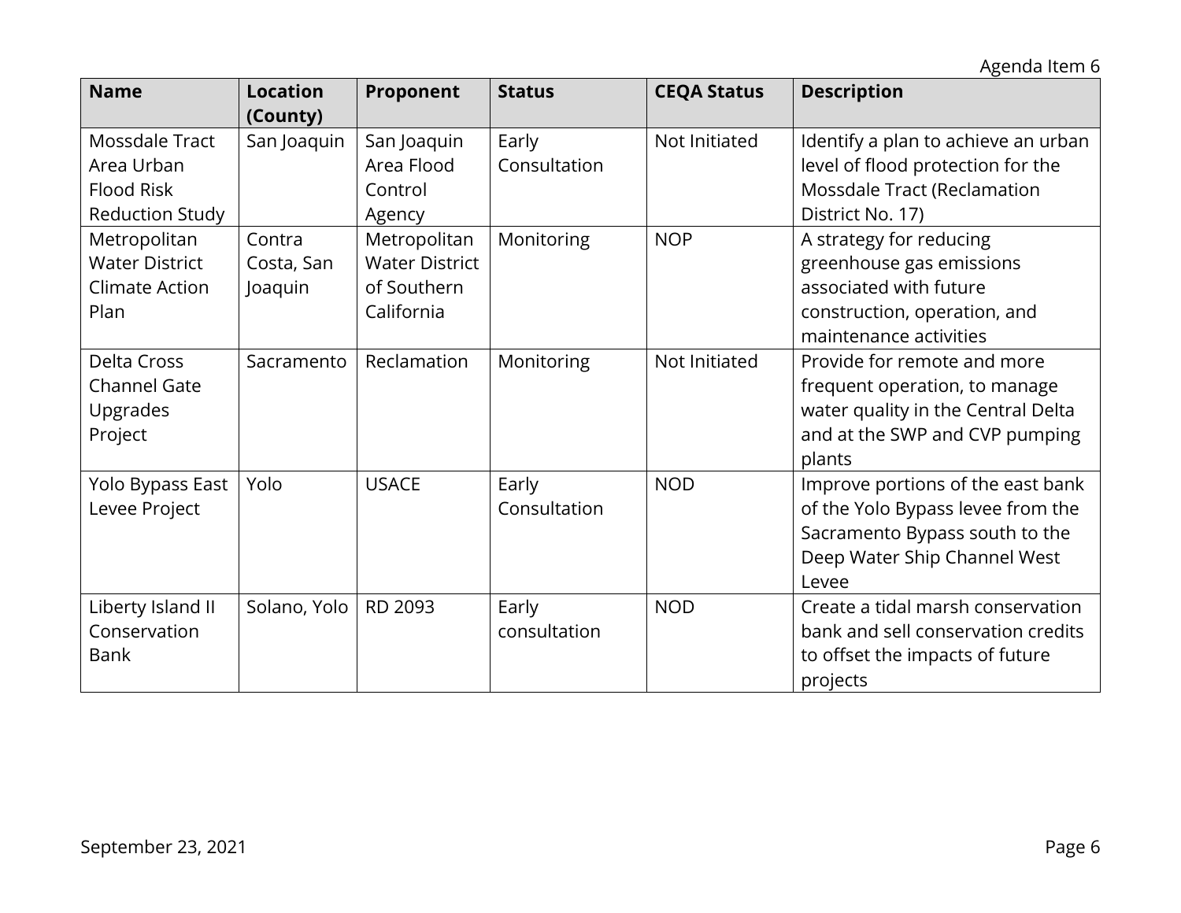| Name | Location (County) | Proponent | Status | CEQA Status | Description |
|---|---|---|---|---|---|
| Mossdale Tract Area Urban Flood Risk Reduction Study | San Joaquin | San Joaquin Area Flood Control Agency | Early Consultation | Not Initiated | Identify a plan to achieve an urban level of flood protection for the Mossdale Tract (Reclamation District No. 17) |
| Metropolitan Water District Climate Action Plan | Contra Costa, San Joaquin | Metropolitan Water District of Southern California | Monitoring | NOP | A strategy for reducing greenhouse gas emissions associated with future construction, operation, and maintenance activities |
| Delta Cross Channel Gate Upgrades Project | Sacramento | Reclamation | Monitoring | Not Initiated | Provide for remote and more frequent operation, to manage water quality in the Central Delta and at the SWP and CVP pumping plants |
| Yolo Bypass East Levee Project | Yolo | USACE | Early Consultation | NOD | Improve portions of the east bank of the Yolo Bypass levee from the Sacramento Bypass south to the Deep Water Ship Channel West Levee |
| Liberty Island II Conservation Bank | Solano, Yolo | RD 2093 | Early consultation | NOD | Create a tidal marsh conservation bank and sell conservation credits to offset the impacts of future projects |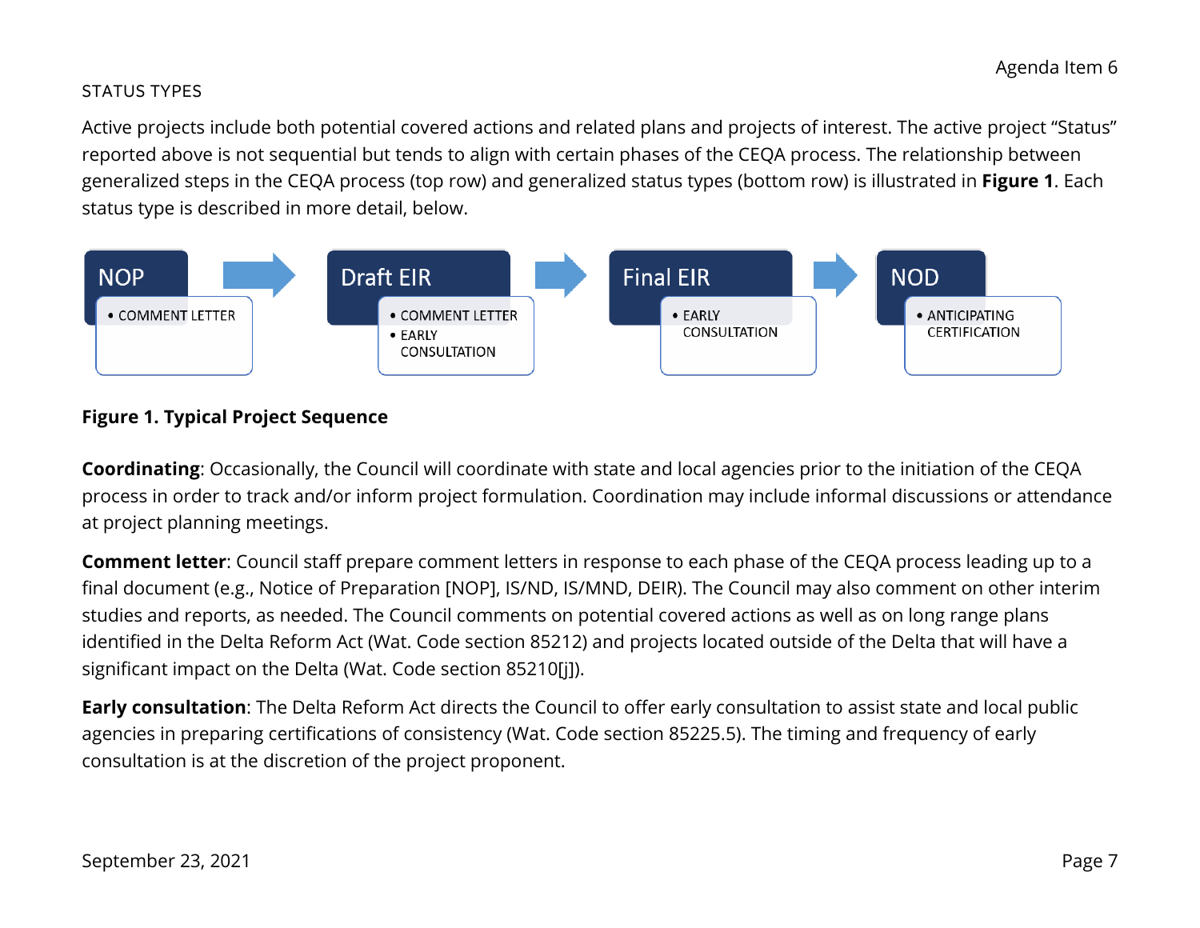STATUS TYPES

Active projects include both potential covered actions and related plans and projects of interest. The active project “Status” reported above is not sequential but tends to align with certain phases of the CEQA process. The relationship between generalized steps in the CEQA process (top row) and generalized status types (bottom row) is illustrated in **Figure 1**. Each status type is described in more detail, below.

| NOP | Draft EIR | Final EIR | NOD |
|---|---|---|---|
| • COMMENT LETTER | • COMMENT LETTER<br>• EARLY CONSULTATION | • EARLY CONSULTATION | • ANTICIPATING CERTIFICATION |

**Figure 1. Typical Project Sequence**

**Coordinating**: Occasionally, the Council will coordinate with state and local agencies prior to the initiation of the CEQA process in order to track and/or inform project formulation. Coordination may include informal discussions or attendance at project planning meetings.

**Comment letter**: Council staff prepare comment letters in response to each phase of the CEQA process leading up to a final document (e.g., Notice of Preparation [NOP], IS/ND, IS/MND, DEIR). The Council may also comment on other interim studies and reports, as needed. The Council comments on potential covered actions as well as on long range plans identified in the Delta Reform Act (Wat. Code section 85212) and projects located outside of the Delta that will have a significant impact on the Delta (Wat. Code section 85210[j]).

**Early consultation**: The Delta Reform Act directs the Council to offer early consultation to assist state and local public agencies in preparing certifications of consistency (Wat. Code section 85225.5). The timing and frequency of early consultation is at the discretion of the project proponent.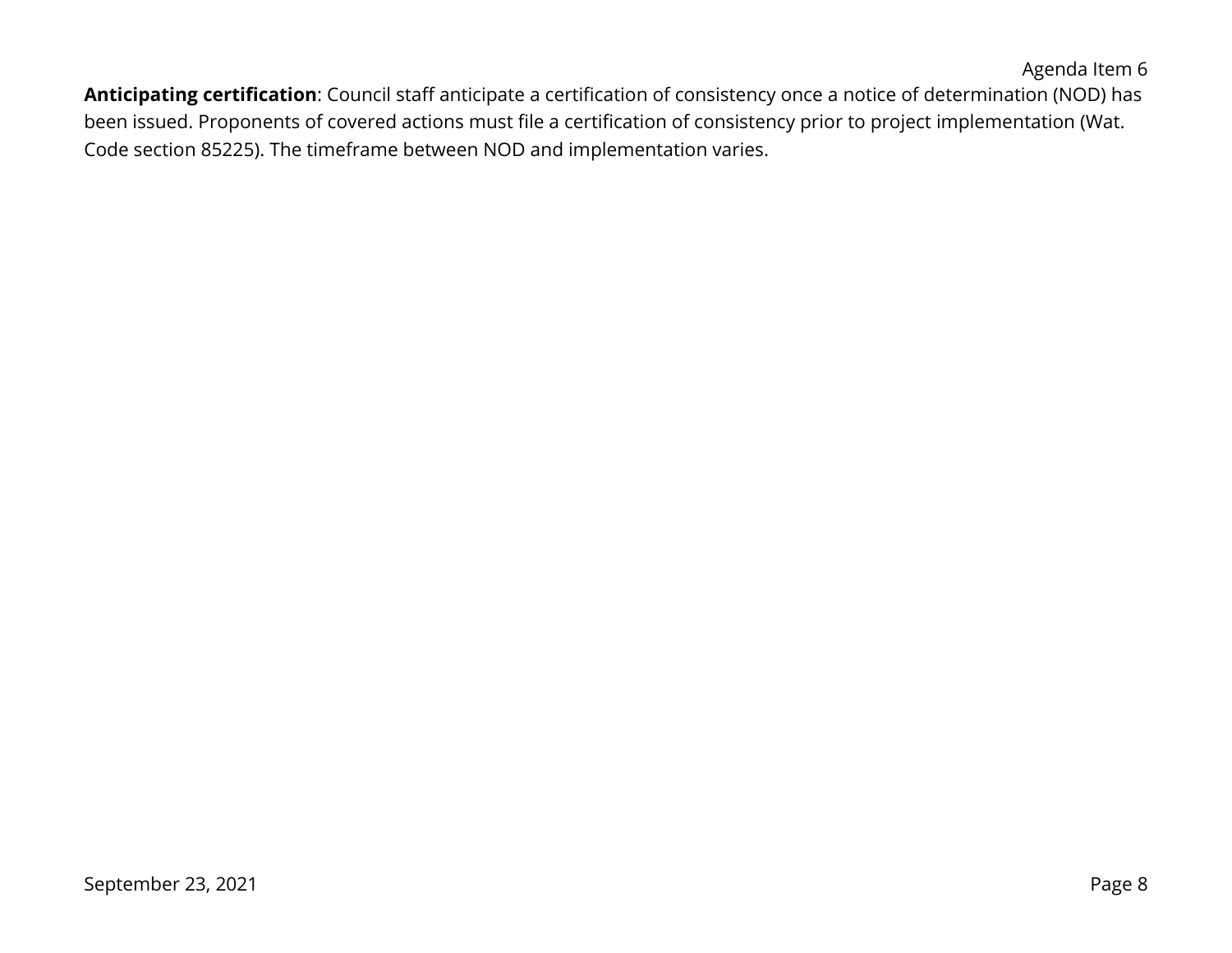**Anticipating certification**: Council staff anticipate a certification of consistency once a notice of determination (NOD) has been issued. Proponents of covered actions must file a certification of consistency prior to project implementation (Wat. Code section 85225). The timeframe between NOD and implementation varies.